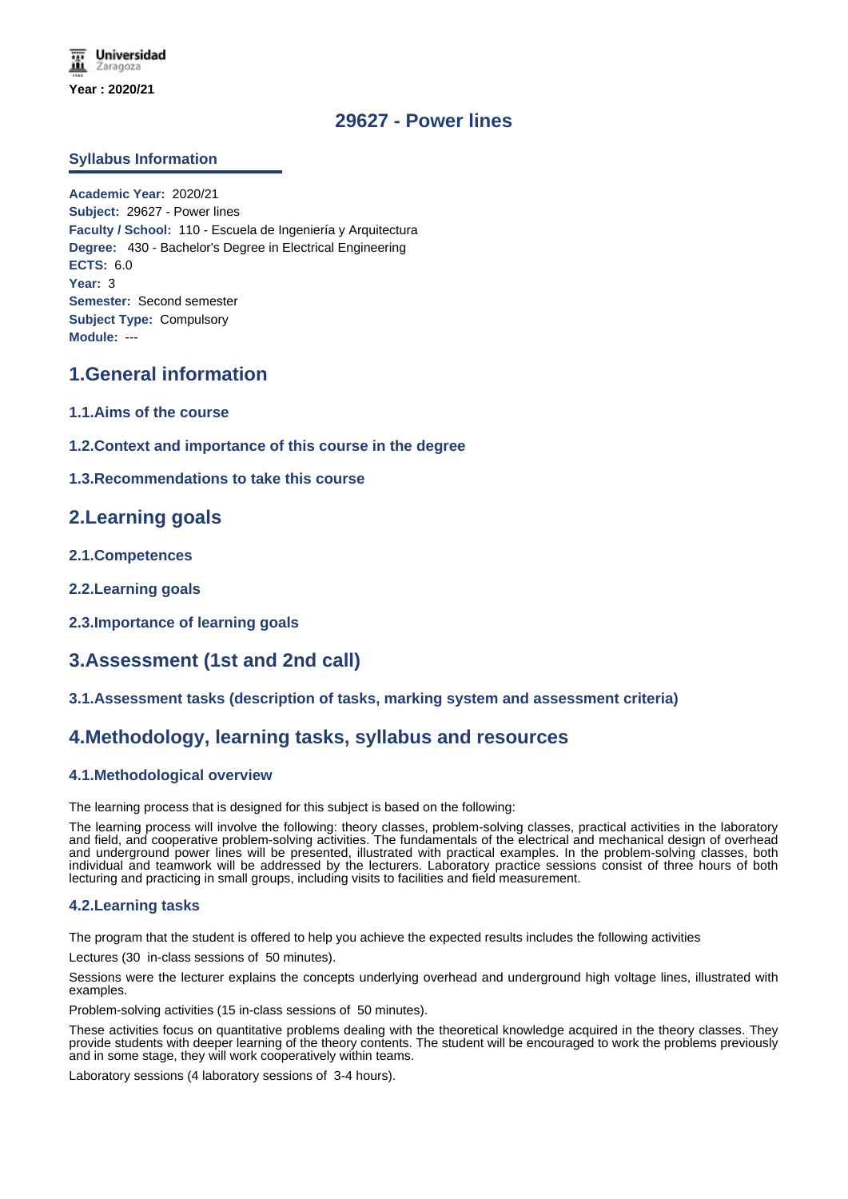Year : 2020/21

# 29627 - Power lines

## Syllabus Information

**Academic Year:** 2020/21
**Subject:** 29627 - Power lines
**Faculty / School:** 110 - Escuela de Ingeniería y Arquitectura
**Degree:** 430 - Bachelor's Degree in Electrical Engineering
**ECTS:** 6.0
**Year:** 3
**Semester:** Second semester
**Subject Type:** Compulsory
**Module:** ---

## 1.General information

### 1.1.Aims of the course

### 1.2.Context and importance of this course in the degree

### 1.3.Recommendations to take this course

## 2.Learning goals

### 2.1.Competences

### 2.2.Learning goals

### 2.3.Importance of learning goals

## 3.Assessment (1st and 2nd call)

### 3.1.Assessment tasks (description of tasks, marking system and assessment criteria)

## 4.Methodology, learning tasks, syllabus and resources

### 4.1.Methodological overview

The learning process that is designed for this subject is based on the following:

The learning process will involve the following: theory classes, problem-solving classes, practical activities in the laboratory and field, and cooperative problem-solving activities. The fundamentals of the electrical and mechanical design of overhead and underground power lines will be presented, illustrated with practical examples. In the problem-solving classes, both individual and teamwork will be addressed by the lecturers. Laboratory practice sessions consist of three hours of both lecturing and practicing in small groups, including visits to facilities and field measurement.

### 4.2.Learning tasks

The program that the student is offered to help you achieve the expected results includes the following activities

Lectures (30 in-class sessions of 50 minutes).

Sessions were the lecturer explains the concepts underlying overhead and underground high voltage lines, illustrated with examples.

Problem-solving activities (15 in-class sessions of 50 minutes).

These activities focus on quantitative problems dealing with the theoretical knowledge acquired in the theory classes. They provide students with deeper learning of the theory contents. The student will be encouraged to work the problems previously and in some stage, they will work cooperatively within teams.

Laboratory sessions (4 laboratory sessions of 3-4 hours).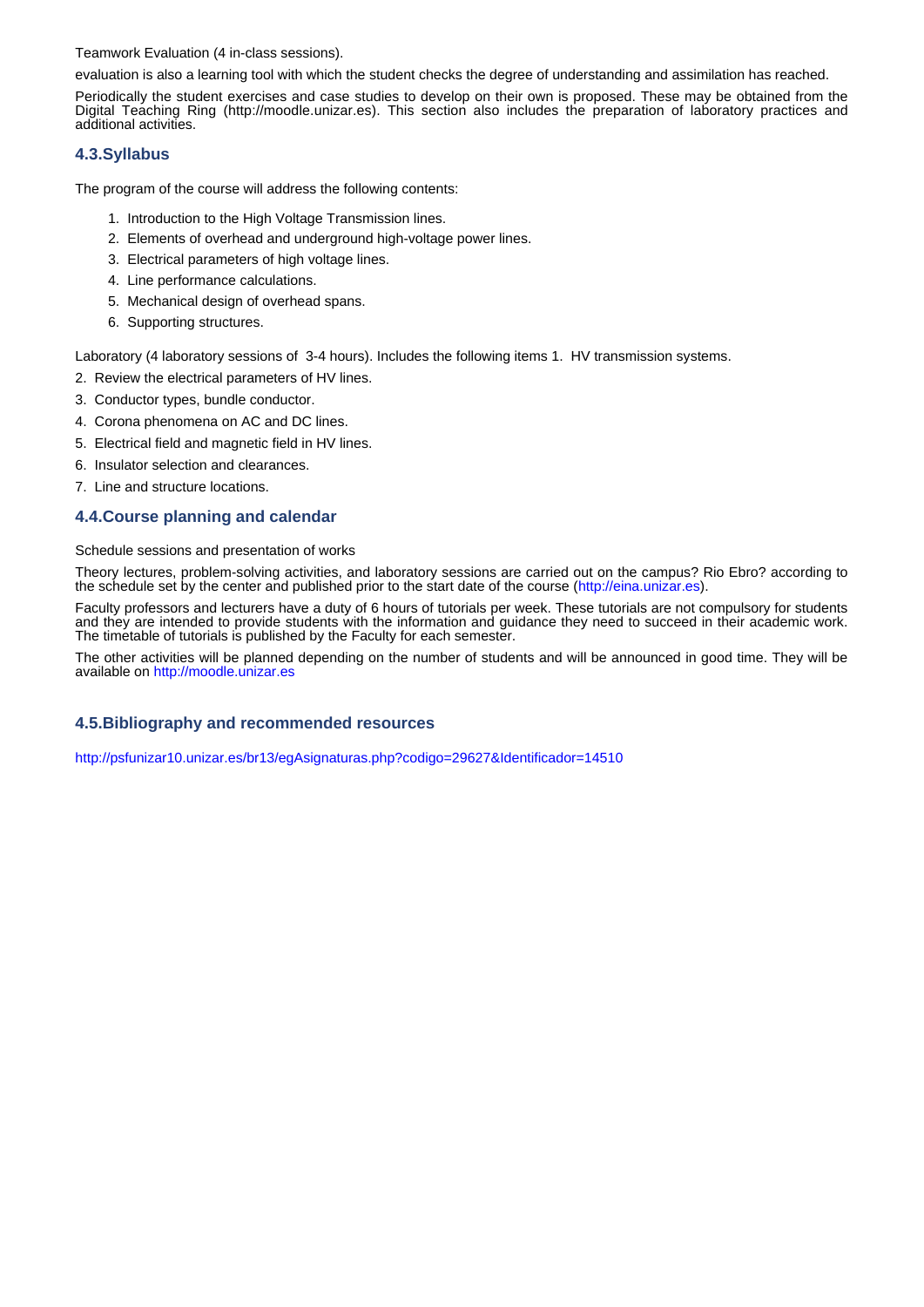Teamwork Evaluation (4 in-class sessions).

evaluation is also a learning tool with which the student checks the degree of understanding and assimilation has reached.

Periodically the student exercises and case studies to develop on their own is proposed. These may be obtained from the Digital Teaching Ring (http://moodle.unizar.es). This section also includes the preparation of laboratory practices and additional activities.

### 4.3.Syllabus

The program of the course will address the following contents:

1. Introduction to the High Voltage Transmission lines.
2. Elements of overhead and underground high-voltage power lines.
3. Electrical parameters of high voltage lines.
4. Line performance calculations.
5. Mechanical design of overhead spans.
6. Supporting structures.

Laboratory (4 laboratory sessions of 3-4 hours). Includes the following items 1. HV transmission systems.

2. Review the electrical parameters of HV lines.
3. Conductor types, bundle conductor.
4. Corona phenomena on AC and DC lines.
5. Electrical field and magnetic field in HV lines.
6. Insulator selection and clearances.
7. Line and structure locations.

### 4.4.Course planning and calendar

Schedule sessions and presentation of works

Theory lectures, problem-solving activities, and laboratory sessions are carried out on the campus? Rio Ebro? according to the schedule set by the center and published prior to the start date of the course (http://eina.unizar.es).

Faculty professors and lecturers have a duty of 6 hours of tutorials per week. These tutorials are not compulsory for students and they are intended to provide students with the information and guidance they need to succeed in their academic work. The timetable of tutorials is published by the Faculty for each semester.

The other activities will be planned depending on the number of students and will be announced in good time. They will be available on http://moodle.unizar.es

### 4.5.Bibliography and recommended resources

http://psfunizar10.unizar.es/br13/egAsignaturas.php?codigo=29627&Identificador=14510